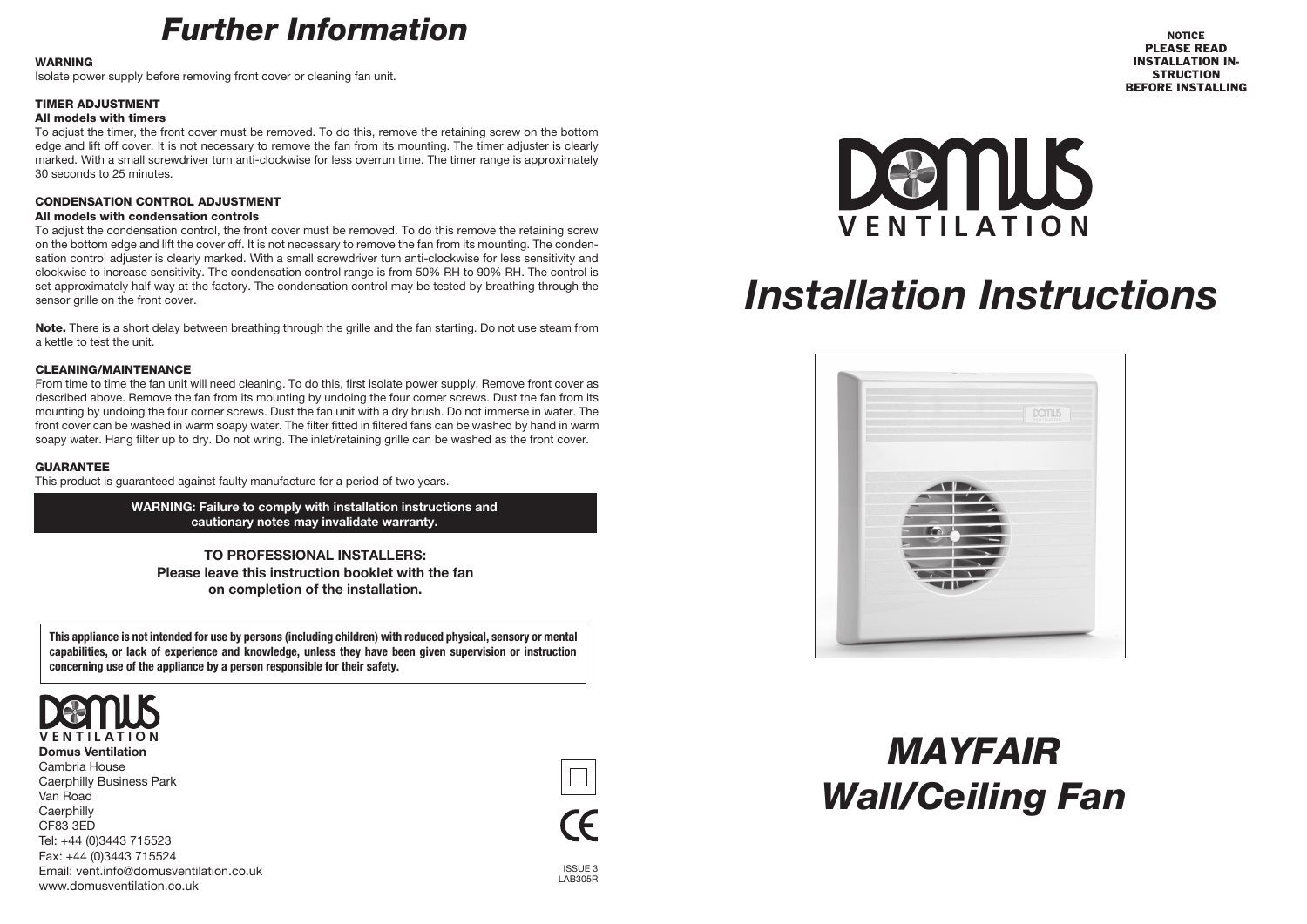# Further Information

**WARNING**

Isolate power supply before removing front cover or cleaning fan unit.

**TIMER ADJUSTMENT**

**All models with timers**

To adjust the timer, the front cover must be removed. To do this, remove the retaining screw on the bottom edge and lift off cover. It is not necessary to remove the fan from its mounting. The timer adjuster is clearly marked. With a small screwdriver turn anti-clockwise for less overrun time. The timer range is approximately 30 seconds to 25 minutes.

**CONDENSATION CONTROL ADJUSTMENT**

**All models with condensation controls**

To adjust the condensation control, the front cover must be removed. To do this remove the retaining screw on the bottom edge and lift the cover off. It is not necessary to remove the fan from its mounting. The condensation control adjuster is clearly marked. With a small screwdriver turn anti-clockwise for less sensitivity and clockwise to increase sensitivity. The condensation control range is from 50% RH to 90% RH. The control is set approximately half way at the factory. The condensation control may be tested by breathing through the sensor grille on the front cover.

**Note.** There is a short delay between breathing through the grille and the fan starting. Do not use steam from a kettle to test the unit.

**CLEANING/MAINTENANCE**

From time to time the fan unit will need cleaning. To do this, first isolate power supply. Remove front cover as described above. Remove the fan from its mounting by undoing the four corner screws. Dust the fan from its mounting by undoing the four corner screws. Dust the fan unit with a dry brush. Do not immerse in water. The front cover can be washed in warm soapy water. The filter fitted in filtered fans can be washed by hand in warm soapy water. Hang filter up to dry. Do not wring. The inlet/retaining grille can be washed as the front cover.

**GUARANTEE**

This product is guaranteed against faulty manufacture for a period of two years.

**WARNING: Failure to comply with installation instructions and cautionary notes may invalidate warranty.**

**TO PROFESSIONAL INSTALLERS:**
**Please leave this instruction booklet with the fan on completion of the installation.**

**This appliance is not intended for use by persons (including children) with reduced physical, sensory or mental capabilities, or lack of experience and knowledge, unless they have been given supervision or instruction concerning use of the appliance by a person responsible for their safety.**

DOMUS VENTILATION

**Domus Ventilation**
Cambria House
Caerphilly Business Park
Van Road
Caerphilly
CF83 3ED
Tel: +44 (0)3443 715523
Fax: +44 (0)3443 715524
Email: vent.info@domusventilation.co.uk
www.domusventilation.co.uk

CE

ISSUE 3
LAB305R

**NOTICE**
**PLEASE READ INSTALLATION INSTRUCTION BEFORE INSTALLING**

DOMUS VENTILATION

# Installation Instructions

# MAYFAIR
## Wall/Ceiling Fan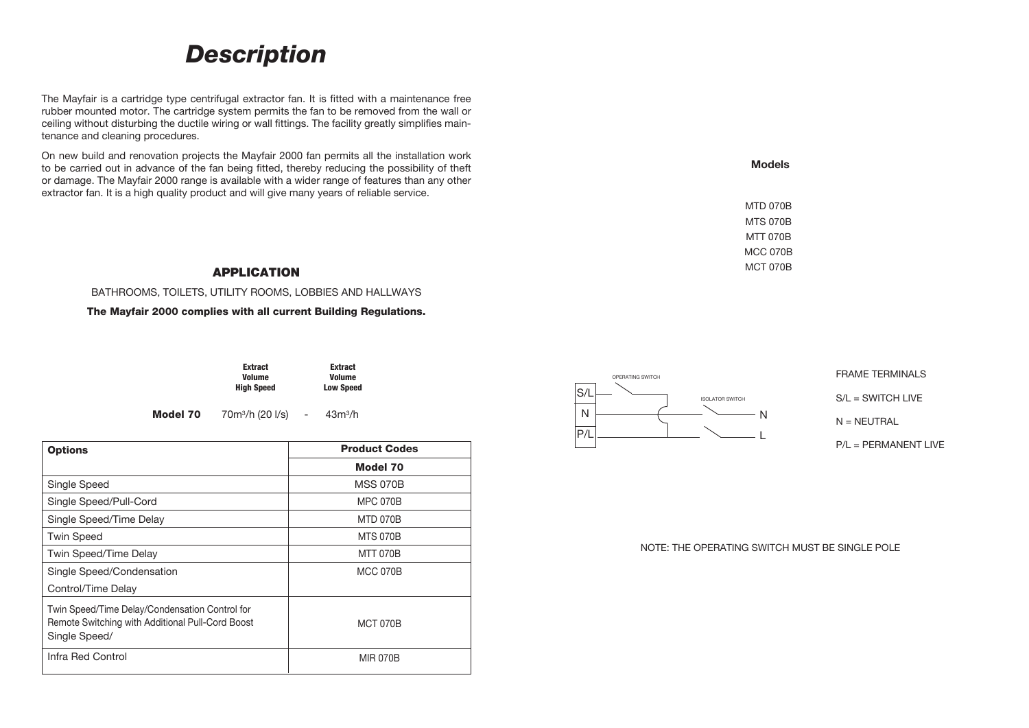# Description

The Mayfair is a cartridge type centrifugal extractor fan. It is fitted with a maintenance free rubber mounted motor. The cartridge system permits the fan to be removed from the wall or ceiling without disturbing the ductile wiring or wall fittings. The facility greatly simplifies maintenance and cleaning procedures.

On new build and renovation projects the Mayfair 2000 fan permits all the installation work to be carried out in advance of the fan being fitted, thereby reducing the possibility of theft or damage. The Mayfair 2000 range is available with a wider range of features than any other extractor fan. It is a high quality product and will give many years of reliable service.

## APPLICATION

BATHROOMS, TOILETS, UTILITY ROOMS, LOBBIES AND HALLWAYS

**The Mayfair 2000 complies with all current Building Regulations.**

| | Extract Volume High Speed | | Extract Volume Low Speed |
|---|---|---|---|
| **Model 70** | $70m^3/h$ (20 l/s) | - | $43m^3/h$ |

| Options | Product Codes |
|---|---|
| | **Model 70** |
| Single Speed | MSS 070B |
| Single Speed/Pull-Cord | MPC 070B |
| Single Speed/Time Delay | MTD 070B |
| Twin Speed | MTS 070B |
| Twin Speed/Time Delay | MTT 070B |
| Single Speed/Condensation Control/Time Delay | MCC 070B |
| Twin Speed/Time Delay/Condensation Control for Remote Switching with Additional Pull-Cord Boost Single Speed/ | MCT 070B |
| Infra Red Control | MIR 070B |

**Models**

MTD 070B
MTS 070B
MTT 070B
MCC 070B
MCT 070B

OPERATING SWITCH

ISOLATOR SWITCH

S/L N P/L — N L

FRAME TERMINALS

S/L = SWITCH LIVE

N = NEUTRAL

P/L = PERMANENT LIVE

NOTE: THE OPERATING SWITCH MUST BE SINGLE POLE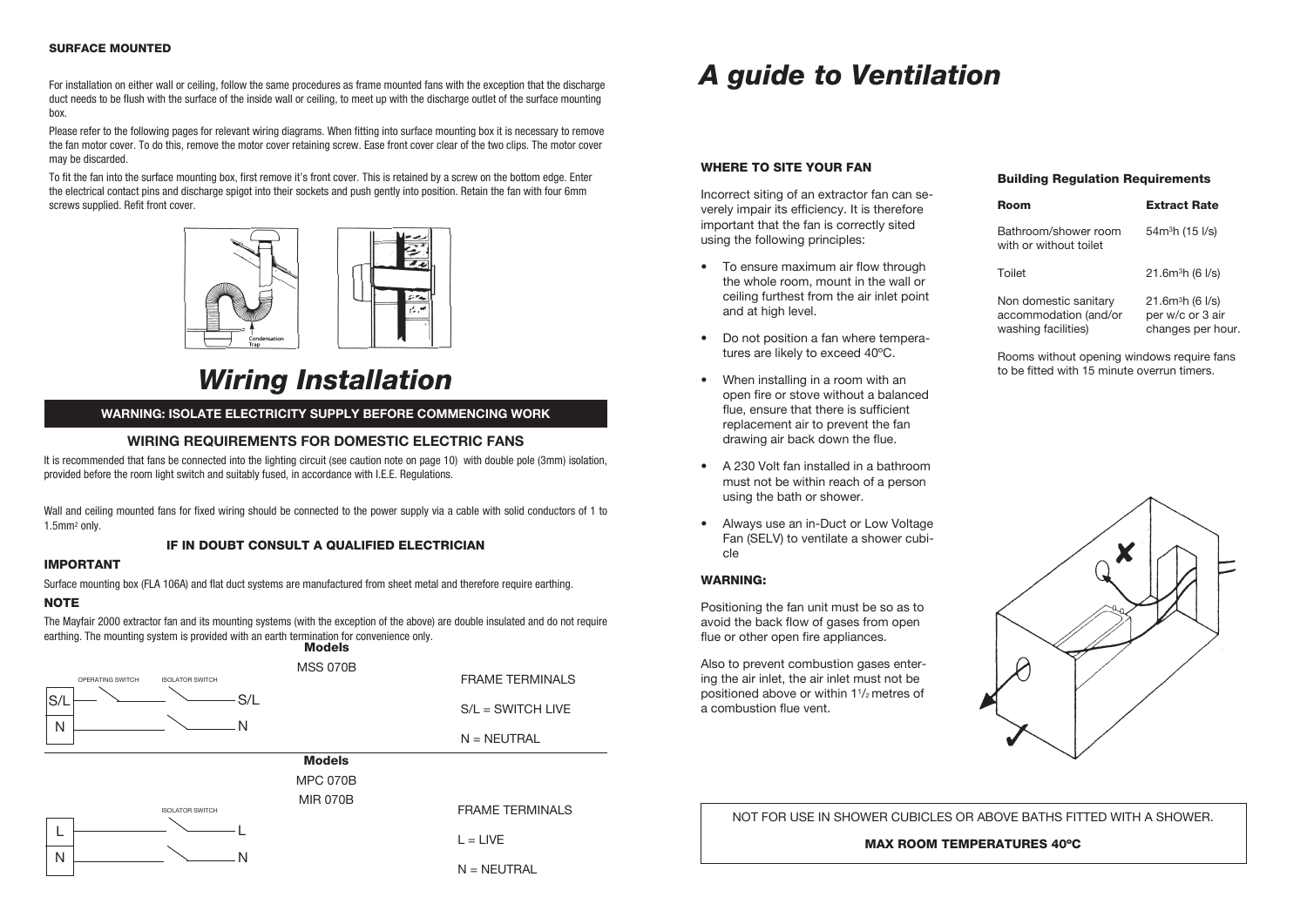#### SURFACE MOUNTED

For installation on either wall or ceiling, follow the same procedures as frame mounted fans with the exception that the discharge duct needs to be flush with the surface of the inside wall or ceiling, to meet up with the discharge outlet of the surface mounting box.

Please refer to the following pages for relevant wiring diagrams. When fitting into surface mounting box it is necessary to remove the fan motor cover. To do this, remove the motor cover retaining screw. Ease front cover clear of the two clips. The motor cover may be discarded.

To fit the fan into the surface mounting box, first remove it's front cover. This is retained by a screw on the bottom edge. Enter the electrical contact pins and discharge spigot into their sockets and push gently into position. Retain the fan with four 6mm screws supplied. Refit front cover.

Condensation Trap

# *Wiring Installation*

**WARNING: ISOLATE ELECTRICITY SUPPLY BEFORE COMMENCING WORK**

### WIRING REQUIREMENTS FOR DOMESTIC ELECTRIC FANS

It is recommended that fans be connected into the lighting circuit (see caution note on page 10) with double pole (3mm) isolation, provided before the room light switch and suitably fused, in accordance with I.E.E. Regulations.

Wall and ceiling mounted fans for fixed wiring should be connected to the power supply via a cable with solid conductors of 1 to 1.5mm$^2$ only.

**IF IN DOUBT CONSULT A QUALIFIED ELECTRICIAN**

#### IMPORTANT

Surface mounting box (FLA 106A) and flat duct systems are manufactured from sheet metal and therefore require earthing.

#### NOTE

The Mayfair 2000 extractor fan and its mounting systems (with the exception of the above) are double insulated and do not require earthing. The mounting system is provided with an earth termination for convenience only.

**Models**

MSS 070B

OPERATING SWITCH — ISOLATOR SWITCH

S/L — S/L

N — N

FRAME TERMINALS

S/L = SWITCH LIVE

N = NEUTRAL

**Models**

MPC 070B

MIR 070B

ISOLATOR SWITCH

L — L

N — N

FRAME TERMINALS

L = LIVE

N = NEUTRAL

# *A guide to Ventilation*

#### WHERE TO SITE YOUR FAN

Incorrect siting of an extractor fan can severely impair its efficiency. It is therefore important that the fan is correctly sited using the following principles:

- To ensure maximum air flow through the whole room, mount in the wall or ceiling furthest from the air inlet point and at high level.
- Do not position a fan where temperatures are likely to exceed 40ºC.
- When installing in a room with an open fire or stove without a balanced flue, ensure that there is sufficient replacement air to prevent the fan drawing air back down the flue.
- A 230 Volt fan installed in a bathroom must not be within reach of a person using the bath or shower.
- Always use an in-Duct or Low Voltage Fan (SELV) to ventilate a shower cubicle

#### WARNING:

Positioning the fan unit must be so as to avoid the back flow of gases from open flue or other open fire appliances.

Also to prevent combustion gases entering the air inlet, the air inlet must not be positioned above or within 1½ metres of a combustion flue vent.

#### Building Regulation Requirements

| Room | Extract Rate |
| --- | --- |
| Bathroom/shower room with or without toilet | 54m$^3$h (15 l/s) |
| Toilet | 21.6m$^3$h (6 l/s) |
| Non domestic sanitary accommodation (and/or washing facilities) | 21.6m$^3$h (6 l/s) per w/c or 3 air changes per hour. |

Rooms without opening windows require fans to be fitted with 15 minute overrun timers.

NOT FOR USE IN SHOWER CUBICLES OR ABOVE BATHS FITTED WITH A SHOWER.

**MAX ROOM TEMPERATURES 40ºC**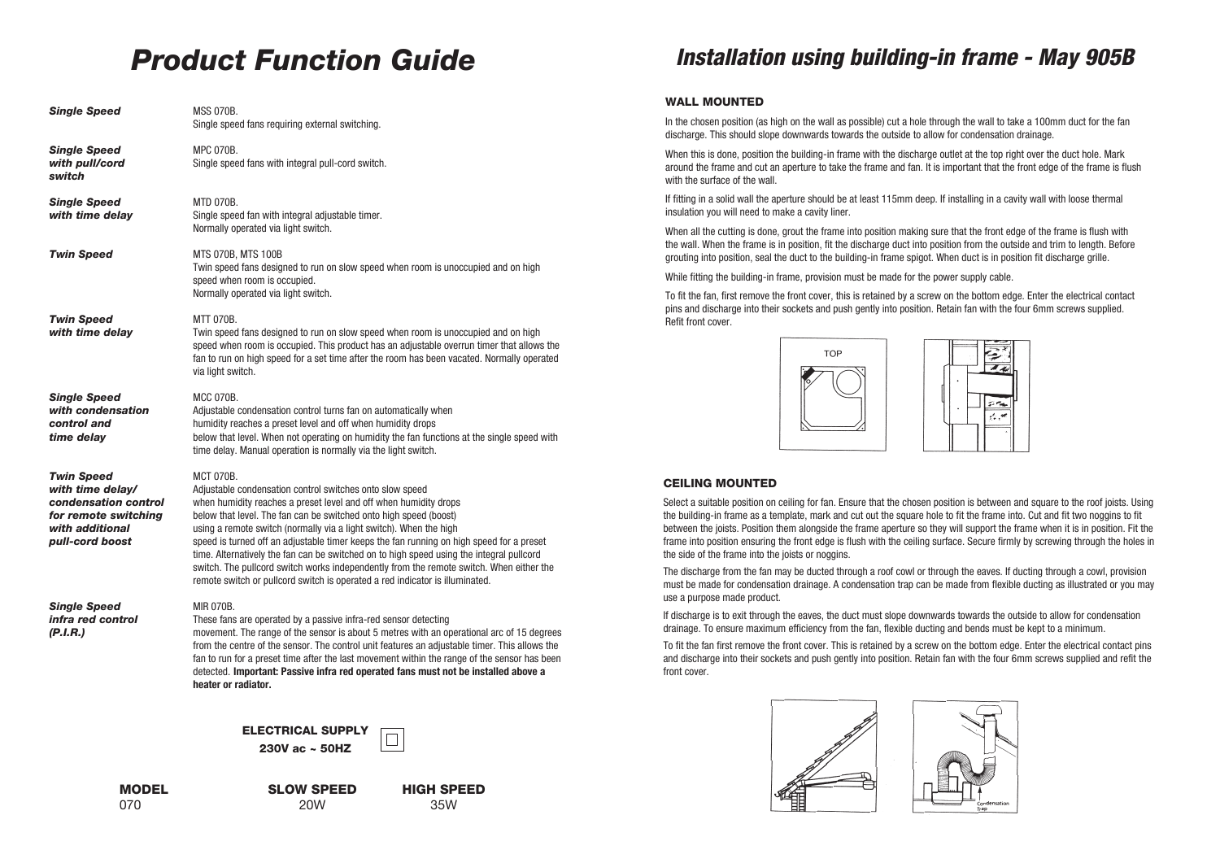# Product Function Guide

| | |
|---|---|
| ***Single Speed*** | MSS 070B. Single speed fans requiring external switching. |
| ***Single Speed with pull/cord switch*** | MPC 070B. Single speed fans with integral pull-cord switch. |
| ***Single Speed with time delay*** | MTD 070B. Single speed fan with integral adjustable timer. Normally operated via light switch. |
| ***Twin Speed*** | MTS 070B, MTS 100B Twin speed fans designed to run on slow speed when room is unoccupied and on high speed when room is occupied. Normally operated via light switch. |
| ***Twin Speed with time delay*** | MTT 070B. Twin speed fans designed to run on slow speed when room is unoccupied and on high speed when room is occupied. This product has an adjustable overrun timer that allows the fan to run on high speed for a set time after the room has been vacated. Normally operated via light switch. |
| ***Single Speed with condensation control and time delay*** | MCC 070B. Adjustable condensation control turns fan on automatically when humidity reaches a preset level and off when humidity drops below that level. When not operating on humidity the fan functions at the single speed with time delay. Manual operation is normally via the light switch. |
| ***Twin Speed with time delay/ condensation control for remote switching with additional pull-cord boost*** | MCT 070B. Adjustable condensation control switches onto slow speed when humidity reaches a preset level and off when humidity drops below that level. The fan can be switched onto high speed (boost) using a remote switch (normally via a light switch). When the high speed is turned off an adjustable timer keeps the fan running on high speed for a preset time. Alternatively the fan can be switched on to high speed using the integral pullcord switch. The pullcord switch works independently from the remote switch. When either the remote switch or pullcord switch is operated a red indicator is illuminated. |
| ***Single Speed infra red control (P.I.R.)*** | MIR 070B. These fans are operated by a passive infra-red sensor detecting movement. The range of the sensor is about 5 metres with an operational arc of 15 degrees from the centre of the sensor. The control unit features an adjustable timer. This allows the fan to run for a preset time after the last movement within the range of the sensor has been detected. **Important: Passive infra red operated fans must not be installed above a heater or radiator.** |

**ELECTRICAL SUPPLY**
**230V ac ~ 50HZ**

| MODEL | SLOW SPEED | HIGH SPEED |
|---|---|---|
| 070 | 20W | 35W |

# Installation using building-in frame - May 905B

### WALL MOUNTED

In the chosen position (as high on the wall as possible) cut a hole through the wall to take a 100mm duct for the fan discharge. This should slope downwards towards the outside to allow for condensation drainage.

When this is done, position the building-in frame with the discharge outlet at the top right over the duct hole. Mark around the frame and cut an aperture to take the frame and fan. It is important that the front edge of the frame is flush with the surface of the wall.

If fitting in a solid wall the aperture should be at least 115mm deep. If installing in a cavity wall with loose thermal insulation you will need to make a cavity liner.

When all the cutting is done, grout the frame into position making sure that the front edge of the frame is flush with the wall. When the frame is in position, fit the discharge duct into position from the outside and trim to length. Before grouting into position, seal the duct to the building-in frame spigot. When duct is in position fit discharge grille.

While fitting the building-in frame, provision must be made for the power supply cable.

To fit the fan, first remove the front cover, this is retained by a screw on the bottom edge. Enter the electrical contact pins and discharge into their sockets and push gently into position. Retain fan with the four 6mm screws supplied. Refit front cover.

TOP

### CEILING MOUNTED

Select a suitable position on ceiling for fan. Ensure that the chosen position is between and square to the roof joists. Using the building-in frame as a template, mark and cut out the square hole to fit the frame into. Cut and fit two noggins to fit between the joists. Position them alongside the frame aperture so they will support the frame when it is in position. Fit the frame into position ensuring the front edge is flush with the ceiling surface. Secure firmly by screwing through the holes in the side of the frame into the joists or noggins.

The discharge from the fan may be ducted through a roof cowl or through the eaves. If ducting through a cowl, provision must be made for condensation drainage. A condensation trap can be made from flexible ducting as illustrated or you may use a purpose made product.

If discharge is to exit through the eaves, the duct must slope downwards towards the outside to allow for condensation drainage. To ensure maximum efficiency from the fan, flexible ducting and bends must be kept to a minimum.

To fit the fan first remove the front cover. This is retained by a screw on the bottom edge. Enter the electrical contact pins and discharge into their sockets and push gently into position. Retain fan with the four 6mm screws supplied and refit the front cover.

Condensation Trap